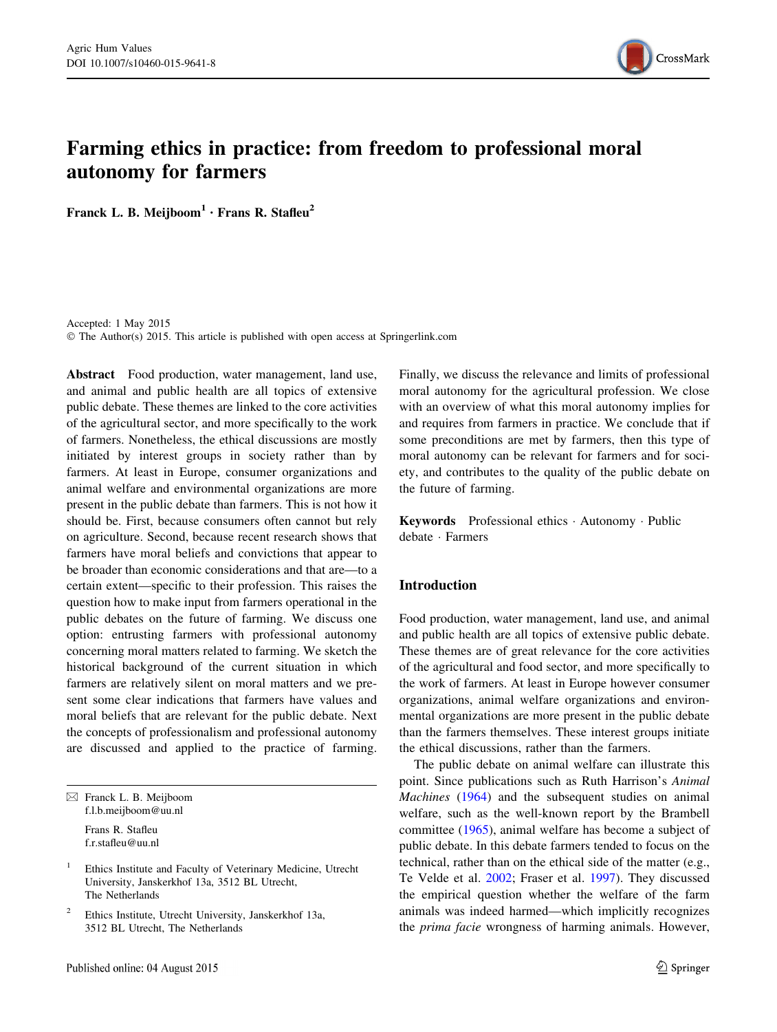# Farming ethics in practice: from freedom to professional moral autonomy for farmers

**Franck L. B. Meijboom**[1] · **Frans R. Stafleu**[2]

Accepted: 1 May 2015
© The Author(s) 2015. This article is published with open access at Springerlink.com

**Abstract** Food production, water management, land use, and animal and public health are all topics of extensive public debate. These themes are linked to the core activities of the agricultural sector, and more specifically to the work of farmers. Nonetheless, the ethical discussions are mostly initiated by interest groups in society rather than by farmers. At least in Europe, consumer organizations and animal welfare and environmental organizations are more present in the public debate than farmers. This is not how it should be. First, because consumers often cannot but rely on agriculture. Second, because recent research shows that farmers have moral beliefs and convictions that appear to be broader than economic considerations and that are—to a certain extent—specific to their profession. This raises the question how to make input from farmers operational in the public debates on the future of farming. We discuss one option: entrusting farmers with professional autonomy concerning moral matters related to farming. We sketch the historical background of the current situation in which farmers are relatively silent on moral matters and we present some clear indications that farmers have values and moral beliefs that are relevant for the public debate. Next the concepts of professionalism and professional autonomy are discussed and applied to the practice of farming. Finally, we discuss the relevance and limits of professional moral autonomy for the agricultural profession. We close with an overview of what this moral autonomy implies for and requires from farmers in practice. We conclude that if some preconditions are met by farmers, then this type of moral autonomy can be relevant for farmers and for society, and contributes to the quality of the public debate on the future of farming.

**Keywords** Professional ethics · Autonomy · Public debate · Farmers

✉ Franck L. B. Meijboom
f.l.b.meijboom@uu.nl

Frans R. Stafleu
f.r.stafleu@uu.nl

[1] Ethics Institute and Faculty of Veterinary Medicine, Utrecht University, Janskerkhof 13a, 3512 BL Utrecht, The Netherlands

[2] Ethics Institute, Utrecht University, Janskerkhof 13a, 3512 BL Utrecht, The Netherlands

## Introduction

Food production, water management, land use, and animal and public health are all topics of extensive public debate. These themes are of great relevance for the core activities of the agricultural and food sector, and more specifically to the work of farmers. At least in Europe however consumer organizations, animal welfare organizations and environmental organizations are more present in the public debate than the farmers themselves. These interest groups initiate the ethical discussions, rather than the farmers.

The public debate on animal welfare can illustrate this point. Since publications such as Ruth Harrison's *Animal Machines* (1964) and the subsequent studies on animal welfare, such as the well-known report by the Brambell committee (1965), animal welfare has become a subject of public debate. In this debate farmers tended to focus on the technical, rather than on the ethical side of the matter (e.g., Te Velde et al. 2002; Fraser et al. 1997). They discussed the empirical question whether the welfare of the farm animals was indeed harmed—which implicitly recognizes the *prima facie* wrongness of harming animals. However,

Published online: 04 August 2015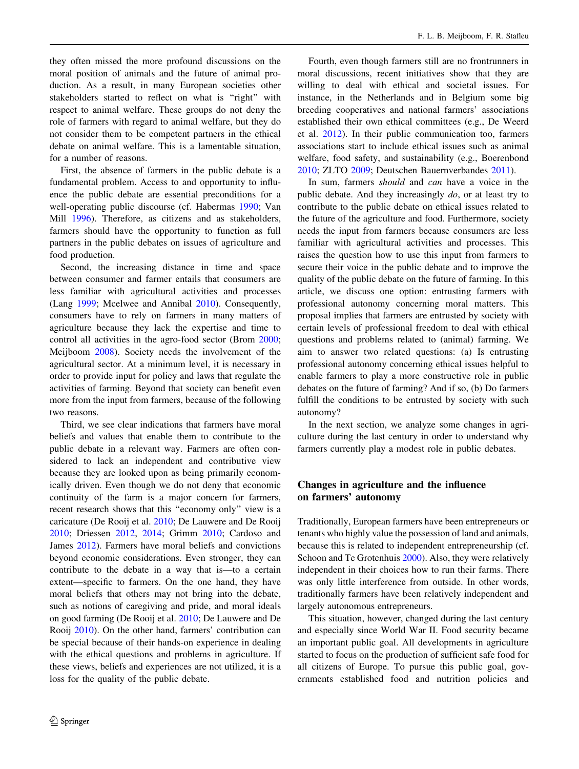they often missed the more profound discussions on the moral position of animals and the future of animal production. As a result, in many European societies other stakeholders started to reflect on what is "right" with respect to animal welfare. These groups do not deny the role of farmers with regard to animal welfare, but they do not consider them to be competent partners in the ethical debate on animal welfare. This is a lamentable situation, for a number of reasons.

First, the absence of farmers in the public debate is a fundamental problem. Access to and opportunity to influence the public debate are essential preconditions for a well-operating public discourse (cf. Habermas 1990; Van Mill 1996). Therefore, as citizens and as stakeholders, farmers should have the opportunity to function as full partners in the public debates on issues of agriculture and food production.

Second, the increasing distance in time and space between consumer and farmer entails that consumers are less familiar with agricultural activities and processes (Lang 1999; Mcelwee and Annibal 2010). Consequently, consumers have to rely on farmers in many matters of agriculture because they lack the expertise and time to control all activities in the agro-food sector (Brom 2000; Meijboom 2008). Society needs the involvement of the agricultural sector. At a minimum level, it is necessary in order to provide input for policy and laws that regulate the activities of farming. Beyond that society can benefit even more from the input from farmers, because of the following two reasons.

Third, we see clear indications that farmers have moral beliefs and values that enable them to contribute to the public debate in a relevant way. Farmers are often considered to lack an independent and contributive view because they are looked upon as being primarily economically driven. Even though we do not deny that economic continuity of the farm is a major concern for farmers, recent research shows that this "economy only" view is a caricature (De Rooij et al. 2010; De Lauwere and De Rooij 2010; Driessen 2012, 2014; Grimm 2010; Cardoso and James 2012). Farmers have moral beliefs and convictions beyond economic considerations. Even stronger, they can contribute to the debate in a way that is—to a certain extent—specific to farmers. On the one hand, they have moral beliefs that others may not bring into the debate, such as notions of caregiving and pride, and moral ideals on good farming (De Rooij et al. 2010; De Lauwere and De Rooij 2010). On the other hand, farmers' contribution can be special because of their hands-on experience in dealing with the ethical questions and problems in agriculture. If these views, beliefs and experiences are not utilized, it is a loss for the quality of the public debate.

Fourth, even though farmers still are no frontrunners in moral discussions, recent initiatives show that they are willing to deal with ethical and societal issues. For instance, in the Netherlands and in Belgium some big breeding cooperatives and national farmers' associations established their own ethical committees (e.g., De Weerd et al. 2012). In their public communication too, farmers associations start to include ethical issues such as animal welfare, food safety, and sustainability (e.g., Boerenbond 2010; ZLTO 2009; Deutschen Bauernverbandes 2011).

In sum, farmers *should* and *can* have a voice in the public debate. And they increasingly *do*, or at least try to contribute to the public debate on ethical issues related to the future of the agriculture and food. Furthermore, society needs the input from farmers because consumers are less familiar with agricultural activities and processes. This raises the question how to use this input from farmers to secure their voice in the public debate and to improve the quality of the public debate on the future of farming. In this article, we discuss one option: entrusting farmers with professional autonomy concerning moral matters. This proposal implies that farmers are entrusted by society with certain levels of professional freedom to deal with ethical questions and problems related to (animal) farming. We aim to answer two related questions: (a) Is entrusting professional autonomy concerning ethical issues helpful to enable farmers to play a more constructive role in public debates on the future of farming? And if so, (b) Do farmers fulfill the conditions to be entrusted by society with such autonomy?

In the next section, we analyze some changes in agriculture during the last century in order to understand why farmers currently play a modest role in public debates.

## Changes in agriculture and the influence on farmers' autonomy

Traditionally, European farmers have been entrepreneurs or tenants who highly value the possession of land and animals, because this is related to independent entrepreneurship (cf. Schoon and Te Grotenhuis 2000). Also, they were relatively independent in their choices how to run their farms. There was only little interference from outside. In other words, traditionally farmers have been relatively independent and largely autonomous entrepreneurs.

This situation, however, changed during the last century and especially since World War II. Food security became an important public goal. All developments in agriculture started to focus on the production of sufficient safe food for all citizens of Europe. To pursue this public goal, governments established food and nutrition policies and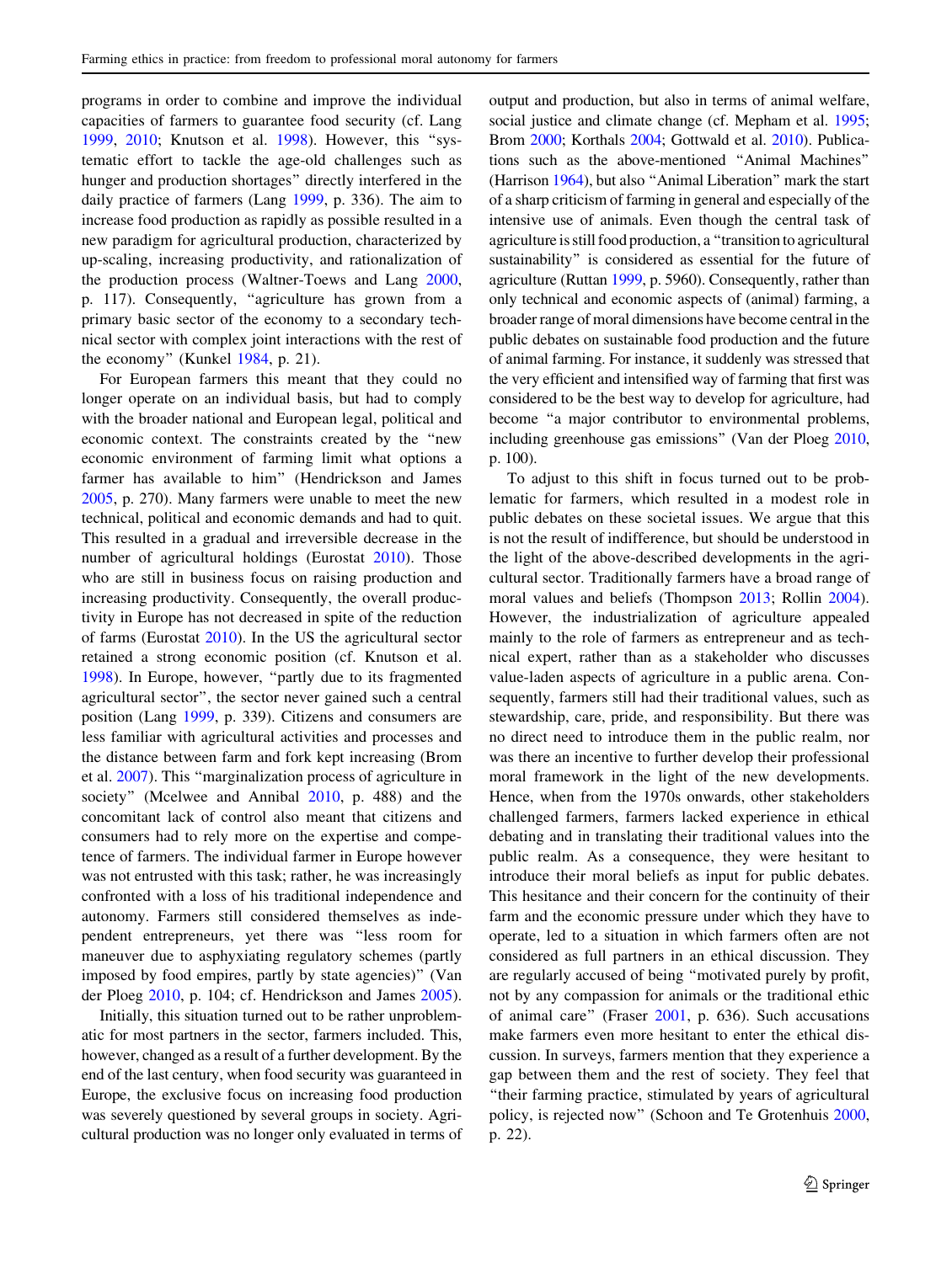programs in order to combine and improve the individual capacities of farmers to guarantee food security (cf. Lang 1999, 2010; Knutson et al. 1998). However, this "systematic effort to tackle the age-old challenges such as hunger and production shortages" directly interfered in the daily practice of farmers (Lang 1999, p. 336). The aim to increase food production as rapidly as possible resulted in a new paradigm for agricultural production, characterized by up-scaling, increasing productivity, and rationalization of the production process (Waltner-Toews and Lang 2000, p. 117). Consequently, "agriculture has grown from a primary basic sector of the economy to a secondary technical sector with complex joint interactions with the rest of the economy" (Kunkel 1984, p. 21).

For European farmers this meant that they could no longer operate on an individual basis, but had to comply with the broader national and European legal, political and economic context. The constraints created by the "new economic environment of farming limit what options a farmer has available to him" (Hendrickson and James 2005, p. 270). Many farmers were unable to meet the new technical, political and economic demands and had to quit. This resulted in a gradual and irreversible decrease in the number of agricultural holdings (Eurostat 2010). Those who are still in business focus on raising production and increasing productivity. Consequently, the overall productivity in Europe has not decreased in spite of the reduction of farms (Eurostat 2010). In the US the agricultural sector retained a strong economic position (cf. Knutson et al. 1998). In Europe, however, "partly due to its fragmented agricultural sector", the sector never gained such a central position (Lang 1999, p. 339). Citizens and consumers are less familiar with agricultural activities and processes and the distance between farm and fork kept increasing (Brom et al. 2007). This "marginalization process of agriculture in society" (Mcelwee and Annibal 2010, p. 488) and the concomitant lack of control also meant that citizens and consumers had to rely more on the expertise and competence of farmers. The individual farmer in Europe however was not entrusted with this task; rather, he was increasingly confronted with a loss of his traditional independence and autonomy. Farmers still considered themselves as independent entrepreneurs, yet there was "less room for maneuver due to asphyxiating regulatory schemes (partly imposed by food empires, partly by state agencies)" (Van der Ploeg 2010, p. 104; cf. Hendrickson and James 2005).

Initially, this situation turned out to be rather unproblematic for most partners in the sector, farmers included. This, however, changed as a result of a further development. By the end of the last century, when food security was guaranteed in Europe, the exclusive focus on increasing food production was severely questioned by several groups in society. Agricultural production was no longer only evaluated in terms of output and production, but also in terms of animal welfare, social justice and climate change (cf. Mepham et al. 1995; Brom 2000; Korthals 2004; Gottwald et al. 2010). Publications such as the above-mentioned "Animal Machines" (Harrison 1964), but also "Animal Liberation" mark the start of a sharp criticism of farming in general and especially of the intensive use of animals. Even though the central task of agriculture is still food production, a "transition to agricultural sustainability" is considered as essential for the future of agriculture (Ruttan 1999, p. 5960). Consequently, rather than only technical and economic aspects of (animal) farming, a broader range of moral dimensions have become central in the public debates on sustainable food production and the future of animal farming. For instance, it suddenly was stressed that the very efficient and intensified way of farming that first was considered to be the best way to develop for agriculture, had become "a major contributor to environmental problems, including greenhouse gas emissions" (Van der Ploeg 2010, p. 100).

To adjust to this shift in focus turned out to be problematic for farmers, which resulted in a modest role in public debates on these societal issues. We argue that this is not the result of indifference, but should be understood in the light of the above-described developments in the agricultural sector. Traditionally farmers have a broad range of moral values and beliefs (Thompson 2013; Rollin 2004). However, the industrialization of agriculture appealed mainly to the role of farmers as entrepreneur and as technical expert, rather than as a stakeholder who discusses value-laden aspects of agriculture in a public arena. Consequently, farmers still had their traditional values, such as stewardship, care, pride, and responsibility. But there was no direct need to introduce them in the public realm, nor was there an incentive to further develop their professional moral framework in the light of the new developments. Hence, when from the 1970s onwards, other stakeholders challenged farmers, farmers lacked experience in ethical debating and in translating their traditional values into the public realm. As a consequence, they were hesitant to introduce their moral beliefs as input for public debates. This hesitance and their concern for the continuity of their farm and the economic pressure under which they have to operate, led to a situation in which farmers often are not considered as full partners in an ethical discussion. They are regularly accused of being "motivated purely by profit, not by any compassion for animals or the traditional ethic of animal care" (Fraser 2001, p. 636). Such accusations make farmers even more hesitant to enter the ethical discussion. In surveys, farmers mention that they experience a gap between them and the rest of society. They feel that "their farming practice, stimulated by years of agricultural policy, is rejected now" (Schoon and Te Grotenhuis 2000, p. 22).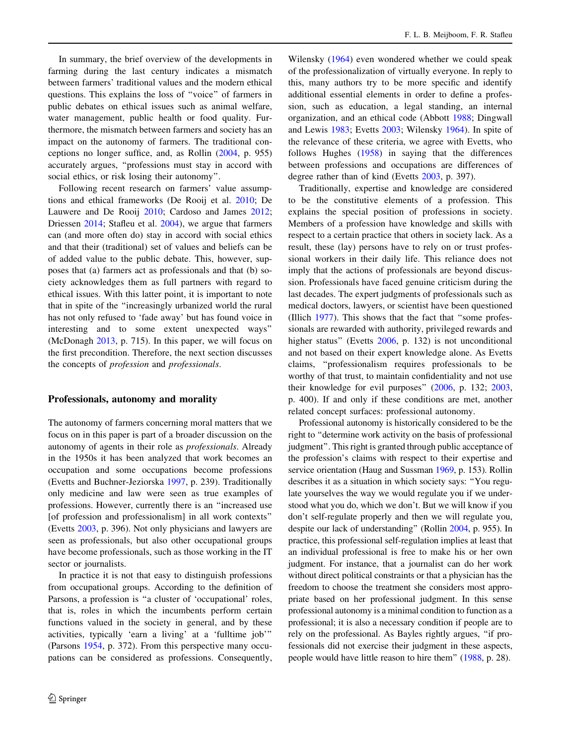In summary, the brief overview of the developments in farming during the last century indicates a mismatch between farmers' traditional values and the modern ethical questions. This explains the loss of "voice" of farmers in public debates on ethical issues such as animal welfare, water management, public health or food quality. Furthermore, the mismatch between farmers and society has an impact on the autonomy of farmers. The traditional conceptions no longer suffice, and, as Rollin (2004, p. 955) accurately argues, "professions must stay in accord with social ethics, or risk losing their autonomy".

Following recent research on farmers' value assumptions and ethical frameworks (De Rooij et al. 2010; De Lauwere and De Rooij 2010; Cardoso and James 2012; Driessen 2014; Stafleu et al. 2004), we argue that farmers can (and more often do) stay in accord with social ethics and that their (traditional) set of values and beliefs can be of added value to the public debate. This, however, supposes that (a) farmers act as professionals and that (b) society acknowledges them as full partners with regard to ethical issues. With this latter point, it is important to note that in spite of the "increasingly urbanized world the rural has not only refused to 'fade away' but has found voice in interesting and to some extent unexpected ways" (McDonagh 2013, p. 715). In this paper, we will focus on the first precondition. Therefore, the next section discusses the concepts of *profession* and *professionals*.

## Professionals, autonomy and morality

The autonomy of farmers concerning moral matters that we focus on in this paper is part of a broader discussion on the autonomy of agents in their role as *professionals*. Already in the 1950s it has been analyzed that work becomes an occupation and some occupations become professions (Evetts and Buchner-Jeziorska 1997, p. 239). Traditionally only medicine and law were seen as true examples of professions. However, currently there is an "increased use [of profession and professionalism] in all work contexts" (Evetts 2003, p. 396). Not only physicians and lawyers are seen as professionals, but also other occupational groups have become professionals, such as those working in the IT sector or journalists.

In practice it is not that easy to distinguish professions from occupational groups. According to the definition of Parsons, a profession is "a cluster of 'occupational' roles, that is, roles in which the incumbents perform certain functions valued in the society in general, and by these activities, typically 'earn a living' at a 'fulltime job'" (Parsons 1954, p. 372). From this perspective many occupations can be considered as professions. Consequently, Wilensky (1964) even wondered whether we could speak of the professionalization of virtually everyone. In reply to this, many authors try to be more specific and identify additional essential elements in order to define a profession, such as education, a legal standing, an internal organization, and an ethical code (Abbott 1988; Dingwall and Lewis 1983; Evetts 2003; Wilensky 1964). In spite of the relevance of these criteria, we agree with Evetts, who follows Hughes (1958) in saying that the differences between professions and occupations are differences of degree rather than of kind (Evetts 2003, p. 397).

Traditionally, expertise and knowledge are considered to be the constitutive elements of a profession. This explains the special position of professions in society. Members of a profession have knowledge and skills with respect to a certain practice that others in society lack. As a result, these (lay) persons have to rely on or trust professional workers in their daily life. This reliance does not imply that the actions of professionals are beyond discussion. Professionals have faced genuine criticism during the last decades. The expert judgments of professionals such as medical doctors, lawyers, or scientist have been questioned (Illich 1977). This shows that the fact that "some professionals are rewarded with authority, privileged rewards and higher status" (Evetts 2006, p. 132) is not unconditional and not based on their expert knowledge alone. As Evetts claims, "professionalism requires professionals to be worthy of that trust, to maintain confidentiality and not use their knowledge for evil purposes" (2006, p. 132; 2003, p. 400). If and only if these conditions are met, another related concept surfaces: professional autonomy.

Professional autonomy is historically considered to be the right to "determine work activity on the basis of professional judgment". This right is granted through public acceptance of the profession's claims with respect to their expertise and service orientation (Haug and Sussman 1969, p. 153). Rollin describes it as a situation in which society says: "You regulate yourselves the way we would regulate you if we understood what you do, which we don't. But we will know if you don't self-regulate properly and then we will regulate you, despite our lack of understanding" (Rollin 2004, p. 955). In practice, this professional self-regulation implies at least that an individual professional is free to make his or her own judgment. For instance, that a journalist can do her work without direct political constraints or that a physician has the freedom to choose the treatment she considers most appropriate based on her professional judgment. In this sense professional autonomy is a minimal condition to function as a professional; it is also a necessary condition if people are to rely on the professional. As Bayles rightly argues, "if professionals did not exercise their judgment in these aspects, people would have little reason to hire them" (1988, p. 28).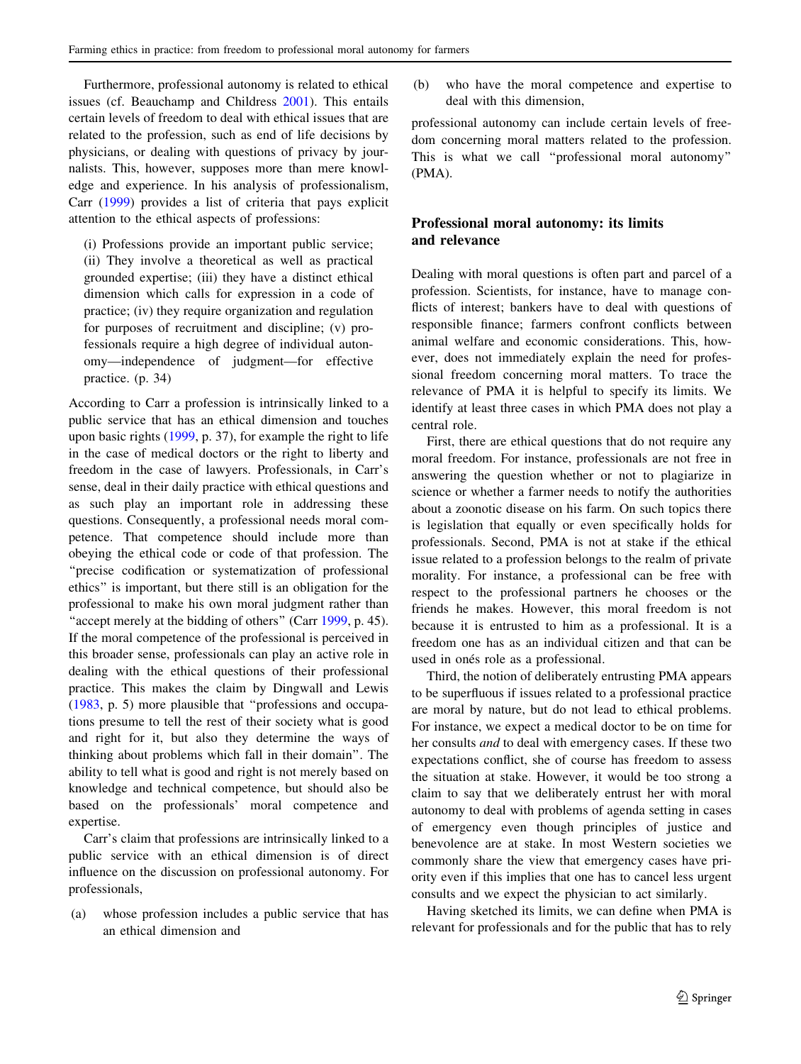Furthermore, professional autonomy is related to ethical issues (cf. Beauchamp and Childress 2001). This entails certain levels of freedom to deal with ethical issues that are related to the profession, such as end of life decisions by physicians, or dealing with questions of privacy by journalists. This, however, supposes more than mere knowledge and experience. In his analysis of professionalism, Carr (1999) provides a list of criteria that pays explicit attention to the ethical aspects of professions:

> (i) Professions provide an important public service; (ii) They involve a theoretical as well as practical grounded expertise; (iii) they have a distinct ethical dimension which calls for expression in a code of practice; (iv) they require organization and regulation for purposes of recruitment and discipline; (v) professionals require a high degree of individual autonomy—independence of judgment—for effective practice. (p. 34)

According to Carr a profession is intrinsically linked to a public service that has an ethical dimension and touches upon basic rights (1999, p. 37), for example the right to life in the case of medical doctors or the right to liberty and freedom in the case of lawyers. Professionals, in Carr's sense, deal in their daily practice with ethical questions and as such play an important role in addressing these questions. Consequently, a professional needs moral competence. That competence should include more than obeying the ethical code or code of that profession. The "precise codification or systematization of professional ethics" is important, but there still is an obligation for the professional to make his own moral judgment rather than "accept merely at the bidding of others" (Carr 1999, p. 45). If the moral competence of the professional is perceived in this broader sense, professionals can play an active role in dealing with the ethical questions of their professional practice. This makes the claim by Dingwall and Lewis (1983, p. 5) more plausible that "professions and occupations presume to tell the rest of their society what is good and right for it, but also they determine the ways of thinking about problems which fall in their domain". The ability to tell what is good and right is not merely based on knowledge and technical competence, but should also be based on the professionals' moral competence and expertise.

Carr's claim that professions are intrinsically linked to a public service with an ethical dimension is of direct influence on the discussion on professional autonomy. For professionals,

(a) whose profession includes a public service that has an ethical dimension and

(b) who have the moral competence and expertise to deal with this dimension,

professional autonomy can include certain levels of freedom concerning moral matters related to the profession. This is what we call "professional moral autonomy" (PMA).

## Professional moral autonomy: its limits and relevance

Dealing with moral questions is often part and parcel of a profession. Scientists, for instance, have to manage conflicts of interest; bankers have to deal with questions of responsible finance; farmers confront conflicts between animal welfare and economic considerations. This, however, does not immediately explain the need for professional freedom concerning moral matters. To trace the relevance of PMA it is helpful to specify its limits. We identify at least three cases in which PMA does not play a central role.

First, there are ethical questions that do not require any moral freedom. For instance, professionals are not free in answering the question whether or not to plagiarize in science or whether a farmer needs to notify the authorities about a zoonotic disease on his farm. On such topics there is legislation that equally or even specifically holds for professionals. Second, PMA is not at stake if the ethical issue related to a profession belongs to the realm of private morality. For instance, a professional can be free with respect to the professional partners he chooses or the friends he makes. However, this moral freedom is not because it is entrusted to him as a professional. It is a freedom one has as an individual citizen and that can be used in onés role as a professional.

Third, the notion of deliberately entrusting PMA appears to be superfluous if issues related to a professional practice are moral by nature, but do not lead to ethical problems. For instance, we expect a medical doctor to be on time for her consults *and* to deal with emergency cases. If these two expectations conflict, she of course has freedom to assess the situation at stake. However, it would be too strong a claim to say that we deliberately entrust her with moral autonomy to deal with problems of agenda setting in cases of emergency even though principles of justice and benevolence are at stake. In most Western societies we commonly share the view that emergency cases have priority even if this implies that one has to cancel less urgent consults and we expect the physician to act similarly.

Having sketched its limits, we can define when PMA is relevant for professionals and for the public that has to rely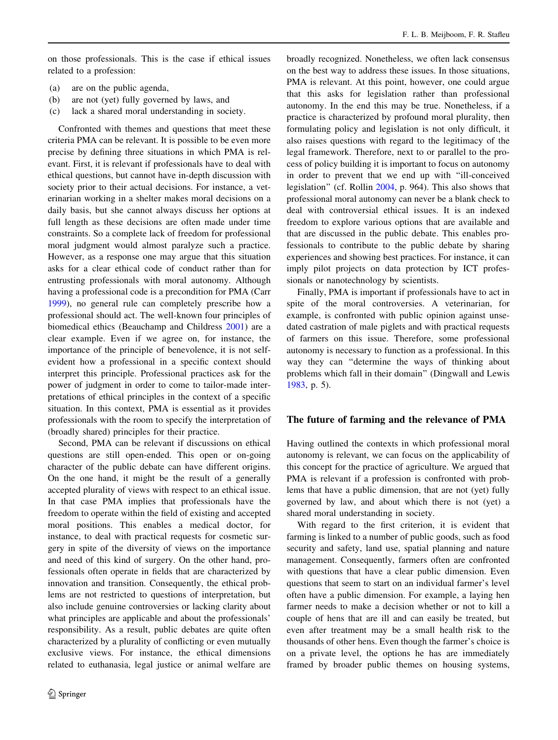on those professionals. This is the case if ethical issues related to a profession:

(a) are on the public agenda,
(b) are not (yet) fully governed by laws, and
(c) lack a shared moral understanding in society.

Confronted with themes and questions that meet these criteria PMA can be relevant. It is possible to be even more precise by defining three situations in which PMA is relevant. First, it is relevant if professionals have to deal with ethical questions, but cannot have in-depth discussion with society prior to their actual decisions. For instance, a veterinarian working in a shelter makes moral decisions on a daily basis, but she cannot always discuss her options at full length as these decisions are often made under time constraints. So a complete lack of freedom for professional moral judgment would almost paralyze such a practice. However, as a response one may argue that this situation asks for a clear ethical code of conduct rather than for entrusting professionals with moral autonomy. Although having a professional code is a precondition for PMA (Carr 1999), no general rule can completely prescribe how a professional should act. The well-known four principles of biomedical ethics (Beauchamp and Childress 2001) are a clear example. Even if we agree on, for instance, the importance of the principle of benevolence, it is not self-evident how a professional in a specific context should interpret this principle. Professional practices ask for the power of judgment in order to come to tailor-made interpretations of ethical principles in the context of a specific situation. In this context, PMA is essential as it provides professionals with the room to specify the interpretation of (broadly shared) principles for their practice.

Second, PMA can be relevant if discussions on ethical questions are still open-ended. This open or on-going character of the public debate can have different origins. On the one hand, it might be the result of a generally accepted plurality of views with respect to an ethical issue. In that case PMA implies that professionals have the freedom to operate within the field of existing and accepted moral positions. This enables a medical doctor, for instance, to deal with practical requests for cosmetic surgery in spite of the diversity of views on the importance and need of this kind of surgery. On the other hand, professionals often operate in fields that are characterized by innovation and transition. Consequently, the ethical problems are not restricted to questions of interpretation, but also include genuine controversies or lacking clarity about what principles are applicable and about the professionals' responsibility. As a result, public debates are quite often characterized by a plurality of conflicting or even mutually exclusive views. For instance, the ethical dimensions related to euthanasia, legal justice or animal welfare are broadly recognized. Nonetheless, we often lack consensus on the best way to address these issues. In those situations, PMA is relevant. At this point, however, one could argue that this asks for legislation rather than professional autonomy. In the end this may be true. Nonetheless, if a practice is characterized by profound moral plurality, then formulating policy and legislation is not only difficult, it also raises questions with regard to the legitimacy of the legal framework. Therefore, next to or parallel to the process of policy building it is important to focus on autonomy in order to prevent that we end up with "ill-conceived legislation" (cf. Rollin 2004, p. 964). This also shows that professional moral autonomy can never be a blank check to deal with controversial ethical issues. It is an indexed freedom to explore various options that are available and that are discussed in the public debate. This enables professionals to contribute to the public debate by sharing experiences and showing best practices. For instance, it can imply pilot projects on data protection by ICT professionals or nanotechnology by scientists.

Finally, PMA is important if professionals have to act in spite of the moral controversies. A veterinarian, for example, is confronted with public opinion against unsedated castration of male piglets and with practical requests of farmers on this issue. Therefore, some professional autonomy is necessary to function as a professional. In this way they can "determine the ways of thinking about problems which fall in their domain" (Dingwall and Lewis 1983, p. 5).

## The future of farming and the relevance of PMA

Having outlined the contexts in which professional moral autonomy is relevant, we can focus on the applicability of this concept for the practice of agriculture. We argued that PMA is relevant if a profession is confronted with problems that have a public dimension, that are not (yet) fully governed by law, and about which there is not (yet) a shared moral understanding in society.

With regard to the first criterion, it is evident that farming is linked to a number of public goods, such as food security and safety, land use, spatial planning and nature management. Consequently, farmers often are confronted with questions that have a clear public dimension. Even questions that seem to start on an individual farmer's level often have a public dimension. For example, a laying hen farmer needs to make a decision whether or not to kill a couple of hens that are ill and can easily be treated, but even after treatment may be a small health risk to the thousands of other hens. Even though the farmer's choice is on a private level, the options he has are immediately framed by broader public themes on housing systems,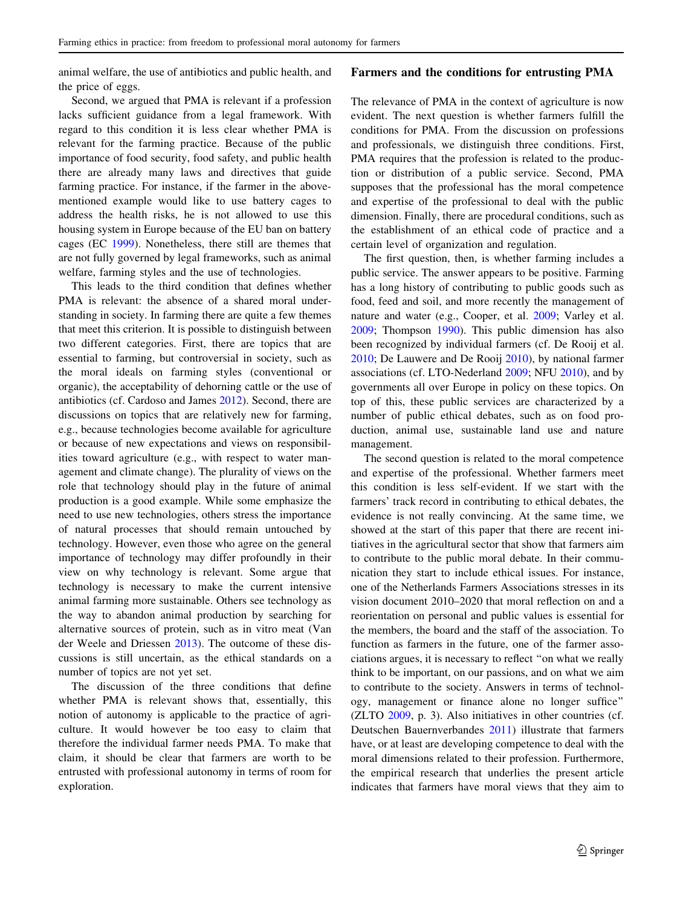animal welfare, the use of antibiotics and public health, and the price of eggs.

Second, we argued that PMA is relevant if a profession lacks sufficient guidance from a legal framework. With regard to this condition it is less clear whether PMA is relevant for the farming practice. Because of the public importance of food security, food safety, and public health there are already many laws and directives that guide farming practice. For instance, if the farmer in the above-mentioned example would like to use battery cages to address the health risks, he is not allowed to use this housing system in Europe because of the EU ban on battery cages (EC 1999). Nonetheless, there still are themes that are not fully governed by legal frameworks, such as animal welfare, farming styles and the use of technologies.

This leads to the third condition that defines whether PMA is relevant: the absence of a shared moral understanding in society. In farming there are quite a few themes that meet this criterion. It is possible to distinguish between two different categories. First, there are topics that are essential to farming, but controversial in society, such as the moral ideals on farming styles (conventional or organic), the acceptability of dehorning cattle or the use of antibiotics (cf. Cardoso and James 2012). Second, there are discussions on topics that are relatively new for farming, e.g., because technologies become available for agriculture or because of new expectations and views on responsibilities toward agriculture (e.g., with respect to water management and climate change). The plurality of views on the role that technology should play in the future of animal production is a good example. While some emphasize the need to use new technologies, others stress the importance of natural processes that should remain untouched by technology. However, even those who agree on the general importance of technology may differ profoundly in their view on why technology is relevant. Some argue that technology is necessary to make the current intensive animal farming more sustainable. Others see technology as the way to abandon animal production by searching for alternative sources of protein, such as in vitro meat (Van der Weele and Driessen 2013). The outcome of these discussions is still uncertain, as the ethical standards on a number of topics are not yet set.

The discussion of the three conditions that define whether PMA is relevant shows that, essentially, this notion of autonomy is applicable to the practice of agriculture. It would however be too easy to claim that therefore the individual farmer needs PMA. To make that claim, it should be clear that farmers are worth to be entrusted with professional autonomy in terms of room for exploration.

## Farmers and the conditions for entrusting PMA

The relevance of PMA in the context of agriculture is now evident. The next question is whether farmers fulfill the conditions for PMA. From the discussion on professions and professionals, we distinguish three conditions. First, PMA requires that the profession is related to the production or distribution of a public service. Second, PMA supposes that the professional has the moral competence and expertise of the professional to deal with the public dimension. Finally, there are procedural conditions, such as the establishment of an ethical code of practice and a certain level of organization and regulation.

The first question, then, is whether farming includes a public service. The answer appears to be positive. Farming has a long history of contributing to public goods such as food, feed and soil, and more recently the management of nature and water (e.g., Cooper, et al. 2009; Varley et al. 2009; Thompson 1990). This public dimension has also been recognized by individual farmers (cf. De Rooij et al. 2010; De Lauwere and De Rooij 2010), by national farmer associations (cf. LTO-Nederland 2009; NFU 2010), and by governments all over Europe in policy on these topics. On top of this, these public services are characterized by a number of public ethical debates, such as on food production, animal use, sustainable land use and nature management.

The second question is related to the moral competence and expertise of the professional. Whether farmers meet this condition is less self-evident. If we start with the farmers' track record in contributing to ethical debates, the evidence is not really convincing. At the same time, we showed at the start of this paper that there are recent initiatives in the agricultural sector that show that farmers aim to contribute to the public moral debate. In their communication they start to include ethical issues. For instance, one of the Netherlands Farmers Associations stresses in its vision document 2010–2020 that moral reflection on and a reorientation on personal and public values is essential for the members, the board and the staff of the association. To function as farmers in the future, one of the farmer associations argues, it is necessary to reflect "on what we really think to be important, on our passions, and on what we aim to contribute to the society. Answers in terms of technology, management or finance alone no longer suffice" (ZLTO 2009, p. 3). Also initiatives in other countries (cf. Deutschen Bauernverbandes 2011) illustrate that farmers have, or at least are developing competence to deal with the moral dimensions related to their profession. Furthermore, the empirical research that underlies the present article indicates that farmers have moral views that they aim to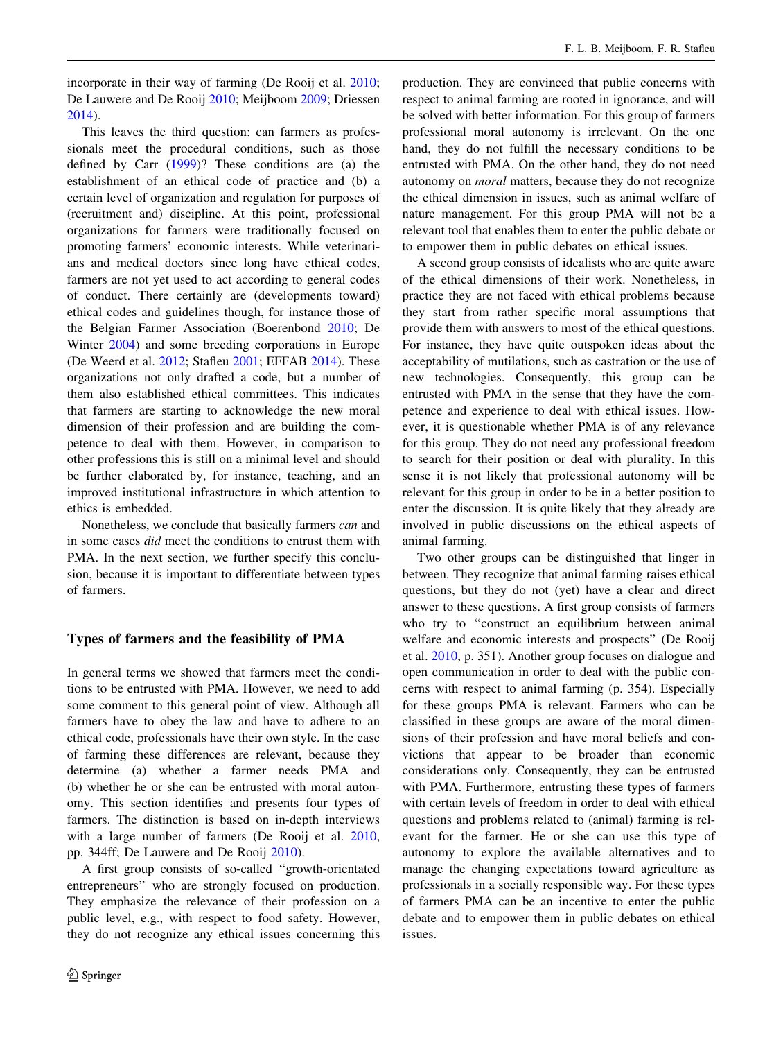incorporate in their way of farming (De Rooij et al. 2010; De Lauwere and De Rooij 2010; Meijboom 2009; Driessen 2014).

This leaves the third question: can farmers as professionals meet the procedural conditions, such as those defined by Carr (1999)? These conditions are (a) the establishment of an ethical code of practice and (b) a certain level of organization and regulation for purposes of (recruitment and) discipline. At this point, professional organizations for farmers were traditionally focused on promoting farmers' economic interests. While veterinarians and medical doctors since long have ethical codes, farmers are not yet used to act according to general codes of conduct. There certainly are (developments toward) ethical codes and guidelines though, for instance those of the Belgian Farmer Association (Boerenbond 2010; De Winter 2004) and some breeding corporations in Europe (De Weerd et al. 2012; Stafleu 2001; EFFAB 2014). These organizations not only drafted a code, but a number of them also established ethical committees. This indicates that farmers are starting to acknowledge the new moral dimension of their profession and are building the competence to deal with them. However, in comparison to other professions this is still on a minimal level and should be further elaborated by, for instance, teaching, and an improved institutional infrastructure in which attention to ethics is embedded.

Nonetheless, we conclude that basically farmers *can* and in some cases *did* meet the conditions to entrust them with PMA. In the next section, we further specify this conclusion, because it is important to differentiate between types of farmers.

## Types of farmers and the feasibility of PMA

In general terms we showed that farmers meet the conditions to be entrusted with PMA. However, we need to add some comment to this general point of view. Although all farmers have to obey the law and have to adhere to an ethical code, professionals have their own style. In the case of farming these differences are relevant, because they determine (a) whether a farmer needs PMA and (b) whether he or she can be entrusted with moral autonomy. This section identifies and presents four types of farmers. The distinction is based on in-depth interviews with a large number of farmers (De Rooij et al. 2010, pp. 344ff; De Lauwere and De Rooij 2010).

A first group consists of so-called "growth-orientated entrepreneurs" who are strongly focused on production. They emphasize the relevance of their profession on a public level, e.g., with respect to food safety. However, they do not recognize any ethical issues concerning this production. They are convinced that public concerns with respect to animal farming are rooted in ignorance, and will be solved with better information. For this group of farmers professional moral autonomy is irrelevant. On the one hand, they do not fulfill the necessary conditions to be entrusted with PMA. On the other hand, they do not need autonomy on *moral* matters, because they do not recognize the ethical dimension in issues, such as animal welfare of nature management. For this group PMA will not be a relevant tool that enables them to enter the public debate or to empower them in public debates on ethical issues.

A second group consists of idealists who are quite aware of the ethical dimensions of their work. Nonetheless, in practice they are not faced with ethical problems because they start from rather specific moral assumptions that provide them with answers to most of the ethical questions. For instance, they have quite outspoken ideas about the acceptability of mutilations, such as castration or the use of new technologies. Consequently, this group can be entrusted with PMA in the sense that they have the competence and experience to deal with ethical issues. However, it is questionable whether PMA is of any relevance for this group. They do not need any professional freedom to search for their position or deal with plurality. In this sense it is not likely that professional autonomy will be relevant for this group in order to be in a better position to enter the discussion. It is quite likely that they already are involved in public discussions on the ethical aspects of animal farming.

Two other groups can be distinguished that linger in between. They recognize that animal farming raises ethical questions, but they do not (yet) have a clear and direct answer to these questions. A first group consists of farmers who try to "construct an equilibrium between animal welfare and economic interests and prospects" (De Rooij et al. 2010, p. 351). Another group focuses on dialogue and open communication in order to deal with the public concerns with respect to animal farming (p. 354). Especially for these groups PMA is relevant. Farmers who can be classified in these groups are aware of the moral dimensions of their profession and have moral beliefs and convictions that appear to be broader than economic considerations only. Consequently, they can be entrusted with PMA. Furthermore, entrusting these types of farmers with certain levels of freedom in order to deal with ethical questions and problems related to (animal) farming is relevant for the farmer. He or she can use this type of autonomy to explore the available alternatives and to manage the changing expectations toward agriculture as professionals in a socially responsible way. For these types of farmers PMA can be an incentive to enter the public debate and to empower them in public debates on ethical issues.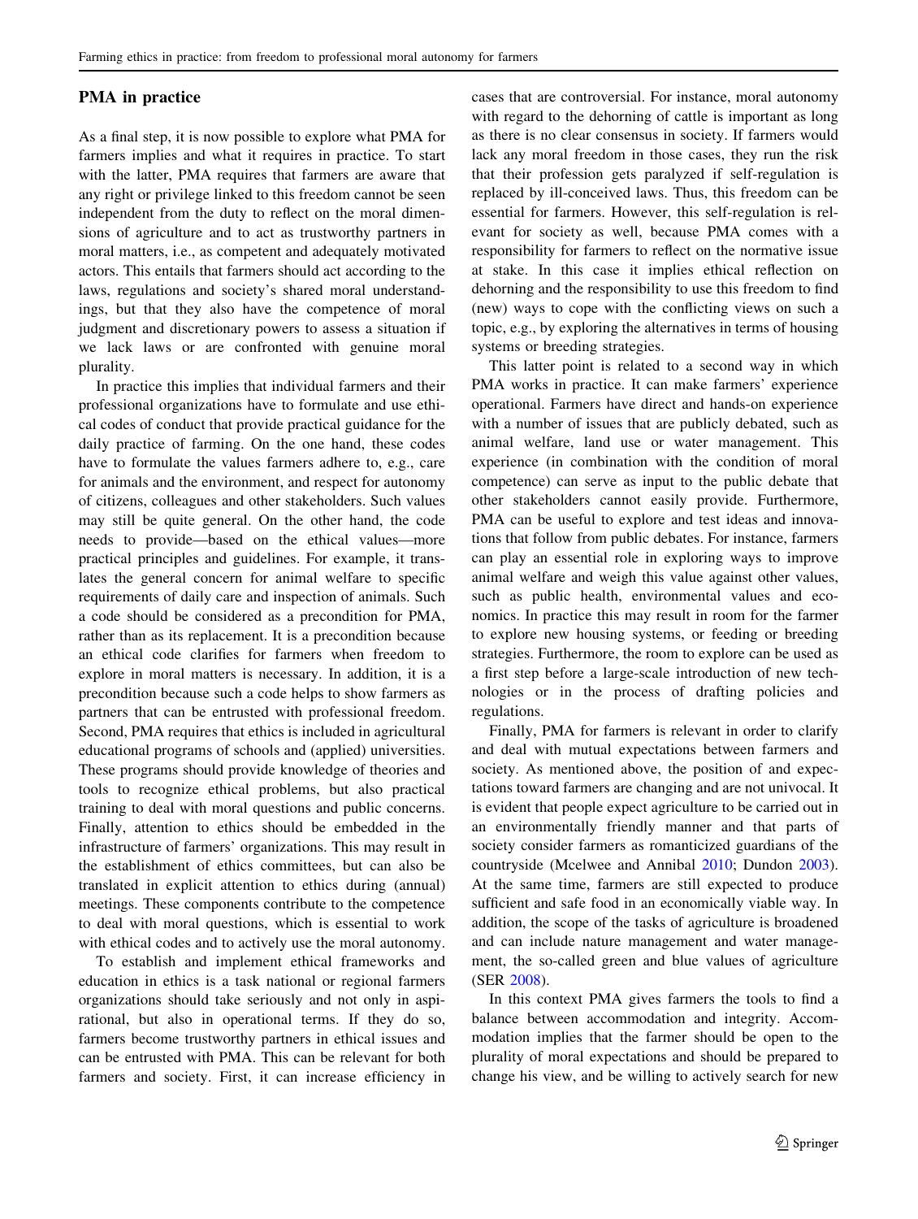## PMA in practice

As a final step, it is now possible to explore what PMA for farmers implies and what it requires in practice. To start with the latter, PMA requires that farmers are aware that any right or privilege linked to this freedom cannot be seen independent from the duty to reflect on the moral dimensions of agriculture and to act as trustworthy partners in moral matters, i.e., as competent and adequately motivated actors. This entails that farmers should act according to the laws, regulations and society's shared moral understandings, but that they also have the competence of moral judgment and discretionary powers to assess a situation if we lack laws or are confronted with genuine moral plurality.

In practice this implies that individual farmers and their professional organizations have to formulate and use ethical codes of conduct that provide practical guidance for the daily practice of farming. On the one hand, these codes have to formulate the values farmers adhere to, e.g., care for animals and the environment, and respect for autonomy of citizens, colleagues and other stakeholders. Such values may still be quite general. On the other hand, the code needs to provide—based on the ethical values—more practical principles and guidelines. For example, it translates the general concern for animal welfare to specific requirements of daily care and inspection of animals. Such a code should be considered as a precondition for PMA, rather than as its replacement. It is a precondition because an ethical code clarifies for farmers when freedom to explore in moral matters is necessary. In addition, it is a precondition because such a code helps to show farmers as partners that can be entrusted with professional freedom. Second, PMA requires that ethics is included in agricultural educational programs of schools and (applied) universities. These programs should provide knowledge of theories and tools to recognize ethical problems, but also practical training to deal with moral questions and public concerns. Finally, attention to ethics should be embedded in the infrastructure of farmers' organizations. This may result in the establishment of ethics committees, but can also be translated in explicit attention to ethics during (annual) meetings. These components contribute to the competence to deal with moral questions, which is essential to work with ethical codes and to actively use the moral autonomy.

To establish and implement ethical frameworks and education in ethics is a task national or regional farmers organizations should take seriously and not only in aspirational, but also in operational terms. If they do so, farmers become trustworthy partners in ethical issues and can be entrusted with PMA. This can be relevant for both farmers and society. First, it can increase efficiency in cases that are controversial. For instance, moral autonomy with regard to the dehorning of cattle is important as long as there is no clear consensus in society. If farmers would lack any moral freedom in those cases, they run the risk that their profession gets paralyzed if self-regulation is replaced by ill-conceived laws. Thus, this freedom can be essential for farmers. However, this self-regulation is relevant for society as well, because PMA comes with a responsibility for farmers to reflect on the normative issue at stake. In this case it implies ethical reflection on dehorning and the responsibility to use this freedom to find (new) ways to cope with the conflicting views on such a topic, e.g., by exploring the alternatives in terms of housing systems or breeding strategies.

This latter point is related to a second way in which PMA works in practice. It can make farmers' experience operational. Farmers have direct and hands-on experience with a number of issues that are publicly debated, such as animal welfare, land use or water management. This experience (in combination with the condition of moral competence) can serve as input to the public debate that other stakeholders cannot easily provide. Furthermore, PMA can be useful to explore and test ideas and innovations that follow from public debates. For instance, farmers can play an essential role in exploring ways to improve animal welfare and weigh this value against other values, such as public health, environmental values and economics. In practice this may result in room for the farmer to explore new housing systems, or feeding or breeding strategies. Furthermore, the room to explore can be used as a first step before a large-scale introduction of new technologies or in the process of drafting policies and regulations.

Finally, PMA for farmers is relevant in order to clarify and deal with mutual expectations between farmers and society. As mentioned above, the position of and expectations toward farmers are changing and are not univocal. It is evident that people expect agriculture to be carried out in an environmentally friendly manner and that parts of society consider farmers as romanticized guardians of the countryside (Mcelwee and Annibal 2010; Dundon 2003). At the same time, farmers are still expected to produce sufficient and safe food in an economically viable way. In addition, the scope of the tasks of agriculture is broadened and can include nature management and water management, the so-called green and blue values of agriculture (SER 2008).

In this context PMA gives farmers the tools to find a balance between accommodation and integrity. Accommodation implies that the farmer should be open to the plurality of moral expectations and should be prepared to change his view, and be willing to actively search for new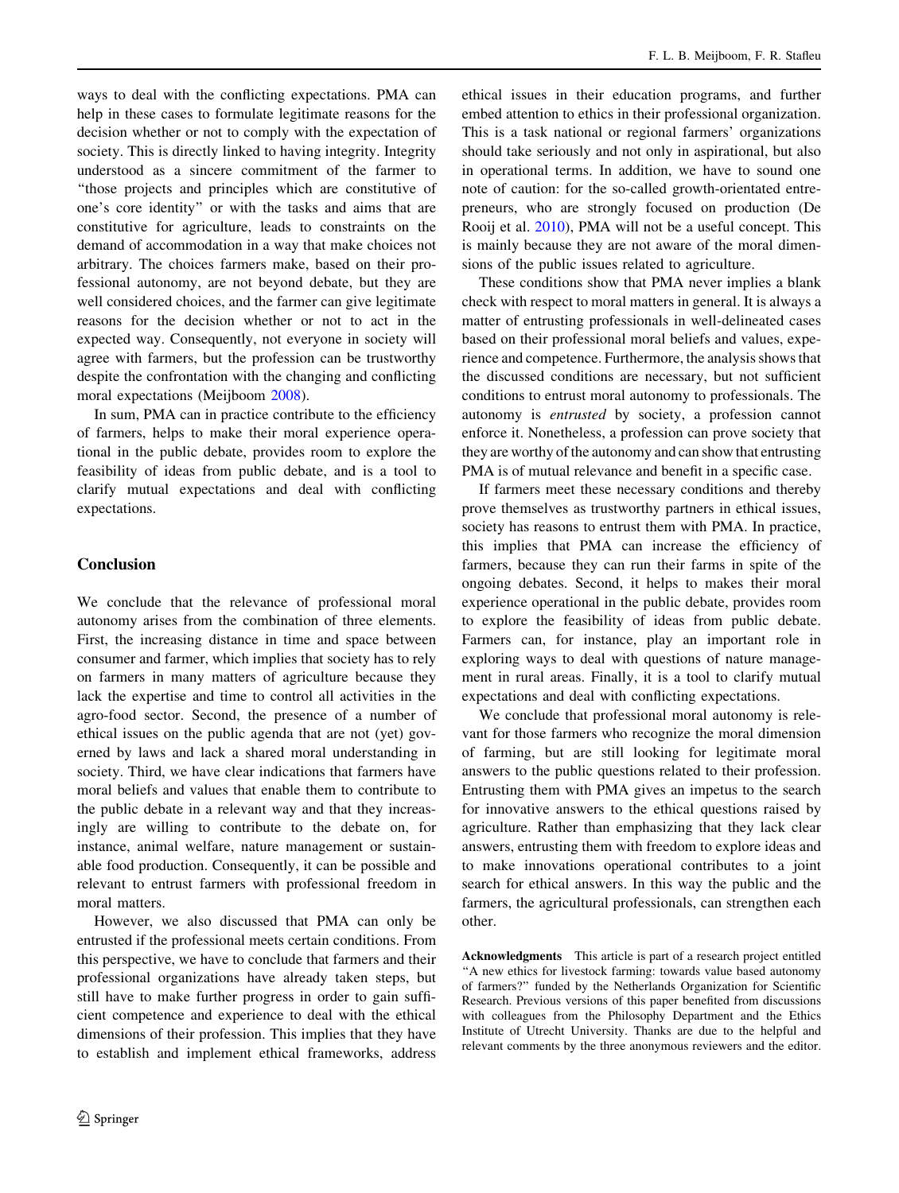ways to deal with the conflicting expectations. PMA can help in these cases to formulate legitimate reasons for the decision whether or not to comply with the expectation of society. This is directly linked to having integrity. Integrity understood as a sincere commitment of the farmer to "those projects and principles which are constitutive of one's core identity" or with the tasks and aims that are constitutive for agriculture, leads to constraints on the demand of accommodation in a way that make choices not arbitrary. The choices farmers make, based on their professional autonomy, are not beyond debate, but they are well considered choices, and the farmer can give legitimate reasons for the decision whether or not to act in the expected way. Consequently, not everyone in society will agree with farmers, but the profession can be trustworthy despite the confrontation with the changing and conflicting moral expectations (Meijboom 2008).

In sum, PMA can in practice contribute to the efficiency of farmers, helps to make their moral experience operational in the public debate, provides room to explore the feasibility of ideas from public debate, and is a tool to clarify mutual expectations and deal with conflicting expectations.

## Conclusion

We conclude that the relevance of professional moral autonomy arises from the combination of three elements. First, the increasing distance in time and space between consumer and farmer, which implies that society has to rely on farmers in many matters of agriculture because they lack the expertise and time to control all activities in the agro-food sector. Second, the presence of a number of ethical issues on the public agenda that are not (yet) governed by laws and lack a shared moral understanding in society. Third, we have clear indications that farmers have moral beliefs and values that enable them to contribute to the public debate in a relevant way and that they increasingly are willing to contribute to the debate on, for instance, animal welfare, nature management or sustainable food production. Consequently, it can be possible and relevant to entrust farmers with professional freedom in moral matters.

However, we also discussed that PMA can only be entrusted if the professional meets certain conditions. From this perspective, we have to conclude that farmers and their professional organizations have already taken steps, but still have to make further progress in order to gain sufficient competence and experience to deal with the ethical dimensions of their profession. This implies that they have to establish and implement ethical frameworks, address ethical issues in their education programs, and further embed attention to ethics in their professional organization. This is a task national or regional farmers' organizations should take seriously and not only in aspirational, but also in operational terms. In addition, we have to sound one note of caution: for the so-called growth-orientated entrepreneurs, who are strongly focused on production (De Rooij et al. 2010), PMA will not be a useful concept. This is mainly because they are not aware of the moral dimensions of the public issues related to agriculture.

These conditions show that PMA never implies a blank check with respect to moral matters in general. It is always a matter of entrusting professionals in well-delineated cases based on their professional moral beliefs and values, experience and competence. Furthermore, the analysis shows that the discussed conditions are necessary, but not sufficient conditions to entrust moral autonomy to professionals. The autonomy is *entrusted* by society, a profession cannot enforce it. Nonetheless, a profession can prove society that they are worthy of the autonomy and can show that entrusting PMA is of mutual relevance and benefit in a specific case.

If farmers meet these necessary conditions and thereby prove themselves as trustworthy partners in ethical issues, society has reasons to entrust them with PMA. In practice, this implies that PMA can increase the efficiency of farmers, because they can run their farms in spite of the ongoing debates. Second, it helps to makes their moral experience operational in the public debate, provides room to explore the feasibility of ideas from public debate. Farmers can, for instance, play an important role in exploring ways to deal with questions of nature management in rural areas. Finally, it is a tool to clarify mutual expectations and deal with conflicting expectations.

We conclude that professional moral autonomy is relevant for those farmers who recognize the moral dimension of farming, but are still looking for legitimate moral answers to the public questions related to their profession. Entrusting them with PMA gives an impetus to the search for innovative answers to the ethical questions raised by agriculture. Rather than emphasizing that they lack clear answers, entrusting them with freedom to explore ideas and to make innovations operational contributes to a joint search for ethical answers. In this way the public and the farmers, the agricultural professionals, can strengthen each other.

**Acknowledgments** This article is part of a research project entitled "A new ethics for livestock farming: towards value based autonomy of farmers?" funded by the Netherlands Organization for Scientific Research. Previous versions of this paper benefited from discussions with colleagues from the Philosophy Department and the Ethics Institute of Utrecht University. Thanks are due to the helpful and relevant comments by the three anonymous reviewers and the editor.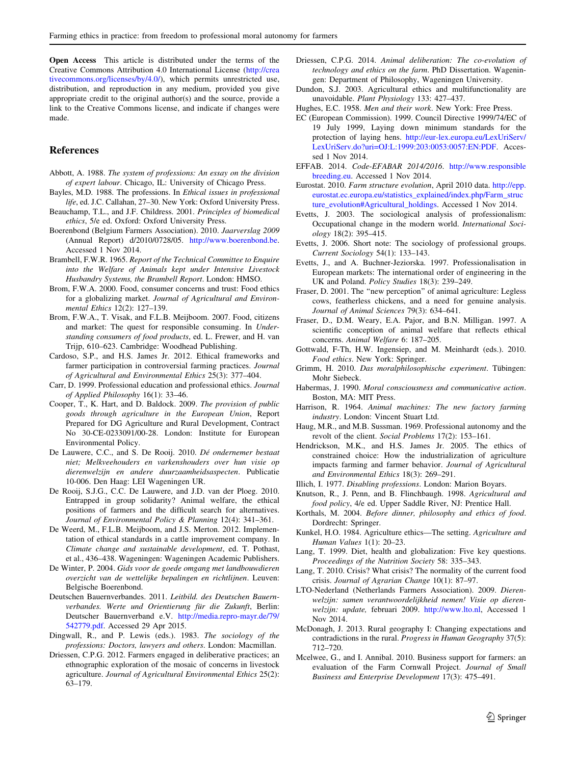**Open Access** This article is distributed under the terms of the Creative Commons Attribution 4.0 International License (http://creativecommons.org/licenses/by/4.0/), which permits unrestricted use, distribution, and reproduction in any medium, provided you give appropriate credit to the original author(s) and the source, provide a link to the Creative Commons license, and indicate if changes were made.

## References

Abbott, A. 1988. *The system of professions: An essay on the division of expert labour*. Chicago, IL: University of Chicago Press.

Bayles, M.D. 1988. The professions. In *Ethical issues in professional life*, ed. J.C. Callahan, 27–30. New York: Oxford University Press.

Beauchamp, T.L., and J.F. Childress. 2001. *Principles of biomedical ethics*, 5/e ed. Oxford: Oxford University Press.

Boerenbond (Belgium Farmers Association). 2010. *Jaarverslag 2009* (Annual Report) d/2010/0728/05. http://www.boerenbond.be. Accessed 1 Nov 2014.

Brambell, F.W.R. 1965. *Report of the Technical Committee to Enquire into the Welfare of Animals kept under Intensive Livestock Husbandry Systems, the Brambell Report*. London: HMSO.

Brom, F.W.A. 2000. Food, consumer concerns and trust: Food ethics for a globalizing market. *Journal of Agricultural and Environmental Ethics* 12(2): 127–139.

Brom, F.W.A., T. Visak, and F.L.B. Meijboom. 2007. Food, citizens and market: The quest for responsible consuming. In *Understanding consumers of food products*, ed. L. Frewer, and H. van Trijp, 610–623. Cambridge: Woodhead Publishing.

Cardoso, S.P., and H.S. James Jr. 2012. Ethical frameworks and farmer participation in controversial farming practices. *Journal of Agricultural and Environmental Ethics* 25(3): 377–404.

Carr, D. 1999. Professional education and professional ethics. *Journal of Applied Philosophy* 16(1): 33–46.

Cooper, T., K. Hart, and D. Baldock. 2009. *The provision of public goods through agriculture in the European Union*, Report Prepared for DG Agriculture and Rural Development, Contract No 30-CE-0233091/00-28. London: Institute for European Environmental Policy.

De Lauwere, C.C., and S. De Rooij. 2010. *Dé ondernemer bestaat niet; Melkveehouders en varkenshouders over hun visie op dierenwelzijn en andere duurzaamheidsaspecten*. Publicatie 10-006. Den Haag: LEI Wageningen UR.

De Rooij, S.J.G., C.C. De Lauwere, and J.D. van der Ploeg. 2010. Entrapped in group solidarity? Animal welfare, the ethical positions of farmers and the difficult search for alternatives. *Journal of Environmental Policy & Planning* 12(4): 341–361.

De Weerd, M., F.L.B. Meijboom, and J.S. Merton. 2012. Implementation of ethical standards in a cattle improvement company. In *Climate change and sustainable development*, ed. T. Pothast, et al., 436–438. Wageningen: Wageningen Academic Publishers.

De Winter, P. 2004. *Gids voor de goede omgang met landbouwdieren overzicht van de wettelijke bepalingen en richtlijnen*. Leuven: Belgische Boerenbond.

Deutschen Bauernverbandes. 2011. *Leitbild. des Deutschen Bauernverbandes. Werte und Orientierung für die Zukunft*, Berlin: Deutscher Bauernverband e.V. http://media.repro-mayr.de/79/542779.pdf. Accessed 29 Apr 2015.

Dingwall, R., and P. Lewis (eds.). 1983. *The sociology of the professions: Doctors, lawyers and others*. London: Macmillan.

Driessen, C.P.G. 2012. Farmers engaged in deliberative practices; an ethnographic exploration of the mosaic of concerns in livestock agriculture. *Journal of Agricultural Environmental Ethics* 25(2): 63–179.

Driessen, C.P.G. 2014. *Animal deliberation: The co-evolution of technology and ethics on the farm*. PhD Dissertation. Wageningen: Department of Philosophy, Wageningen University.

Dundon, S.J. 2003. Agricultural ethics and multifunctionality are unavoidable. *Plant Physiology* 133: 427–437.

Hughes, E.C. 1958. *Men and their work*. New York: Free Press.

EC (European Commission). 1999. Council Directive 1999/74/EC of 19 July 1999, Laying down minimum standards for the protection of laying hens. http://eur-lex.europa.eu/LexUriServ/LexUriServ.do?uri=OJ:L:1999:203:0053:0057:EN:PDF. Accessed 1 Nov 2014.

EFFAB. 2014. *Code-EFABAR 2014/2016*. http://www.responsiblebreeding.eu. Accessed 1 Nov 2014.

Eurostat. 2010. *Farm structure evolution*, April 2010 data. http://epp.eurostat.ec.europa.eu/statistics_explained/index.php/Farm_structure_evolution#Agricultural_holdings. Accessed 1 Nov 2014.

Evetts, J. 2003. The sociological analysis of professionalism: Occupational change in the modern world. *International Sociology* 18(2): 395–415.

Evetts, J. 2006. Short note: The sociology of professional groups. *Current Sociology* 54(1): 133–143.

Evetts, J., and A. Buchner-Jeziorska. 1997. Professionalisation in European markets: The international order of engineering in the UK and Poland. *Policy Studies* 18(3): 239–249.

Fraser, D. 2001. The "new perception" of animal agriculture: Legless cows, featherless chickens, and a need for genuine analysis. *Journal of Animal Sciences* 79(3): 634–641.

Fraser, D., D.M. Weary, E.A. Pajor, and B.N. Milligan. 1997. A scientific conception of animal welfare that reflects ethical concerns. *Animal Welfare* 6: 187–205.

Gottwald, F-Th, H.W. Ingensiep, and M. Meinhardt (eds.). 2010. *Food ethics*. New York: Springer.

Grimm, H. 2010. *Das moralphilosophische experiment*. Tübingen: Mohr Siebeck.

Habermas, J. 1990. *Moral consciousness and communicative action*. Boston, MA: MIT Press.

Harrison, R. 1964. *Animal machines: The new factory farming industry*. London: Vincent Stuart Ltd.

Haug, M.R., and M.B. Sussman. 1969. Professional autonomy and the revolt of the client. *Social Problems* 17(2): 153–161.

Hendrickson, M.K., and H.S. James Jr. 2005. The ethics of constrained choice: How the industrialization of agriculture impacts farming and farmer behavior. *Journal of Agricultural and Environmental Ethics* 18(3): 269–291.

Illich, I. 1977. *Disabling professions*. London: Marion Boyars.

Knutson, R., J. Penn, and B. Flinchbaugh. 1998. *Agricultural and food policy*, 4/e ed. Upper Saddle River, NJ: Prentice Hall.

Korthals, M. 2004. *Before dinner, philosophy and ethics of food*. Dordrecht: Springer.

Kunkel, H.O. 1984. Agriculture ethics—The setting. *Agriculture and Human Values* 1(1): 20–23.

Lang, T. 1999. Diet, health and globalization: Five key questions. *Proceedings of the Nutrition Society* 58: 335–343.

Lang, T. 2010. Crisis? What crisis? The normality of the current food crisis. *Journal of Agrarian Change* 10(1): 87–97.

LTO-Nederland (Netherlands Farmers Association). 2009. *Dierenwelzijn: samen verantwoordelijkheid nemen! Visie op dierenwelzijn: update,* februari 2009. http://www.lto.nl, Accessed 1 Nov 2014.

McDonagh, J. 2013. Rural geography I: Changing expectations and contradictions in the rural. *Progress in Human Geography* 37(5): 712–720.

Mcelwee, G., and I. Annibal. 2010. Business support for farmers: an evaluation of the Farm Cornwall Project. *Journal of Small Business and Enterprise Development* 17(3): 475–491.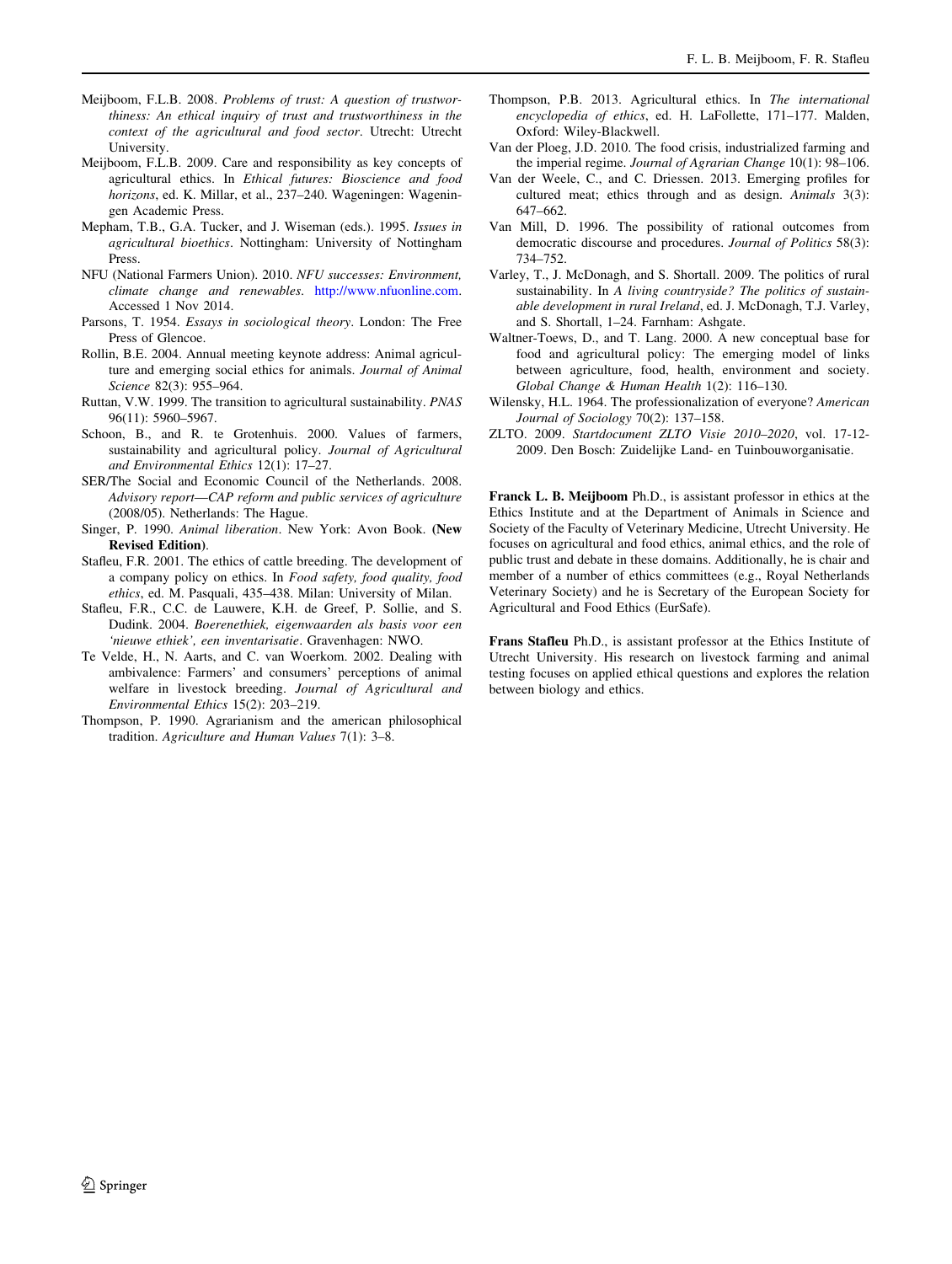Meijboom, F.L.B. 2008. *Problems of trust: A question of trustworthiness: An ethical inquiry of trust and trustworthiness in the context of the agricultural and food sector*. Utrecht: Utrecht University.

Meijboom, F.L.B. 2009. Care and responsibility as key concepts of agricultural ethics. In *Ethical futures: Bioscience and food horizons*, ed. K. Millar, et al., 237–240. Wageningen: Wageningen Academic Press.

Mepham, T.B., G.A. Tucker, and J. Wiseman (eds.). 1995. *Issues in agricultural bioethics*. Nottingham: University of Nottingham Press.

NFU (National Farmers Union). 2010. *NFU successes: Environment, climate change and renewables*. http://www.nfuonline.com. Accessed 1 Nov 2014.

Parsons, T. 1954. *Essays in sociological theory*. London: The Free Press of Glencoe.

Rollin, B.E. 2004. Annual meeting keynote address: Animal agriculture and emerging social ethics for animals. *Journal of Animal Science* 82(3): 955–964.

Ruttan, V.W. 1999. The transition to agricultural sustainability. *PNAS* 96(11): 5960–5967.

Schoon, B., and R. te Grotenhuis. 2000. Values of farmers, sustainability and agricultural policy. *Journal of Agricultural and Environmental Ethics* 12(1): 17–27.

SER/The Social and Economic Council of the Netherlands. 2008. *Advisory report—CAP reform and public services of agriculture* (2008/05). Netherlands: The Hague.

Singer, P. 1990. *Animal liberation*. New York: Avon Book. **(New Revised Edition)**.

Stafleu, F.R. 2001. The ethics of cattle breeding. The development of a company policy on ethics. In *Food safety, food quality, food ethics*, ed. M. Pasquali, 435–438. Milan: University of Milan.

Stafleu, F.R., C.C. de Lauwere, K.H. de Greef, P. Sollie, and S. Dudink. 2004. *Boerenethiek, eigenwaarden als basis voor een 'nieuwe ethiek', een inventarisatie*. Gravenhagen: NWO.

Te Velde, H., N. Aarts, and C. van Woerkom. 2002. Dealing with ambivalence: Farmers' and consumers' perceptions of animal welfare in livestock breeding. *Journal of Agricultural and Environmental Ethics* 15(2): 203–219.

Thompson, P. 1990. Agrarianism and the american philosophical tradition. *Agriculture and Human Values* 7(1): 3–8.

Thompson, P.B. 2013. Agricultural ethics. In *The international encyclopedia of ethics*, ed. H. LaFollette, 171–177. Malden, Oxford: Wiley-Blackwell.

Van der Ploeg, J.D. 2010. The food crisis, industrialized farming and the imperial regime. *Journal of Agrarian Change* 10(1): 98–106.

Van der Weele, C., and C. Driessen. 2013. Emerging profiles for cultured meat; ethics through and as design. *Animals* 3(3): 647–662.

Van Mill, D. 1996. The possibility of rational outcomes from democratic discourse and procedures. *Journal of Politics* 58(3): 734–752.

Varley, T., J. McDonagh, and S. Shortall. 2009. The politics of rural sustainability. In *A living countryside? The politics of sustainable development in rural Ireland*, ed. J. McDonagh, T.J. Varley, and S. Shortall, 1–24. Farnham: Ashgate.

Waltner-Toews, D., and T. Lang. 2000. A new conceptual base for food and agricultural policy: The emerging model of links between agriculture, food, health, environment and society. *Global Change & Human Health* 1(2): 116–130.

Wilensky, H.L. 1964. The professionalization of everyone? *American Journal of Sociology* 70(2): 137–158.

ZLTO. 2009. *Startdocument ZLTO Visie 2010–2020*, vol. 17-12-2009. Den Bosch: Zuidelijke Land- en Tuinbouworganisatie.

**Franck L. B. Meijboom** Ph.D., is assistant professor in ethics at the Ethics Institute and at the Department of Animals in Science and Society of the Faculty of Veterinary Medicine, Utrecht University. He focuses on agricultural and food ethics, animal ethics, and the role of public trust and debate in these domains. Additionally, he is chair and member of a number of ethics committees (e.g., Royal Netherlands Veterinary Society) and he is Secretary of the European Society for Agricultural and Food Ethics (EurSafe).

**Frans Stafleu** Ph.D., is assistant professor at the Ethics Institute of Utrecht University. His research on livestock farming and animal testing focuses on applied ethical questions and explores the relation between biology and ethics.